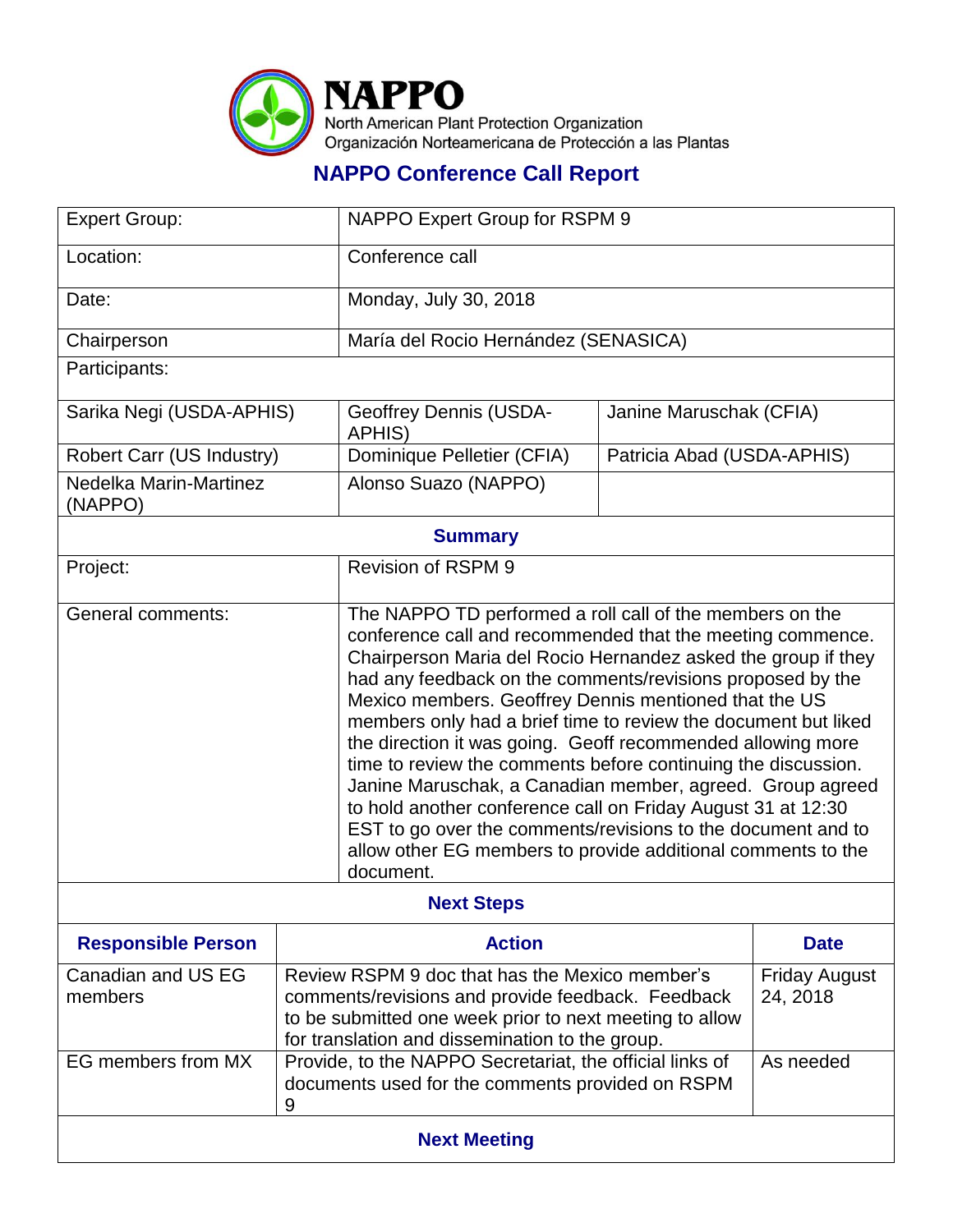# NAPPO

North American Plant Protection Organization
Organización Norteamericana de Protección a las Plantas

## NAPPO Conference Call Report

| | | |
|---|---|---|
| Expert Group: | NAPPO Expert Group for RSPM 9 | |
| Location: | Conference call | |
| Date: | Monday, July 30, 2018 | |
| Chairperson | María del Rocio Hernández (SENASICA) | |
| Participants: | | |
| Sarika Negi (USDA-APHIS) | Geoffrey Dennis (USDA-APHIS) | Janine Maruschak (CFIA) |
| Robert Carr (US Industry) | Dominique Pelletier (CFIA) | Patricia Abad (USDA-APHIS) |
| Nedelka Marin-Martinez (NAPPO) | Alonso Suazo (NAPPO) | |

### Summary

| | |
|---|---|
| Project: | Revision of RSPM 9 |
| General comments: | The NAPPO TD performed a roll call of the members on the conference call and recommended that the meeting commence. Chairperson Maria del Rocio Hernandez asked the group if they had any feedback on the comments/revisions proposed by the Mexico members. Geoffrey Dennis mentioned that the US members only had a brief time to review the document but liked the direction it was going. Geoff recommended allowing more time to review the comments before continuing the discussion. Janine Maruschak, a Canadian member, agreed. Group agreed to hold another conference call on Friday August 31 at 12:30 EST to go over the comments/revisions to the document and to allow other EG members to provide additional comments to the document. |

### Next Steps

| Responsible Person | Action | Date |
|---|---|---|
| Canadian and US EG members | Review RSPM 9 doc that has the Mexico member's comments/revisions and provide feedback. Feedback to be submitted one week prior to next meeting to allow for translation and dissemination to the group. | Friday August 24, 2018 |
| EG members from MX | Provide, to the NAPPO Secretariat, the official links of documents used for the comments provided on RSPM 9 | As needed |

### Next Meeting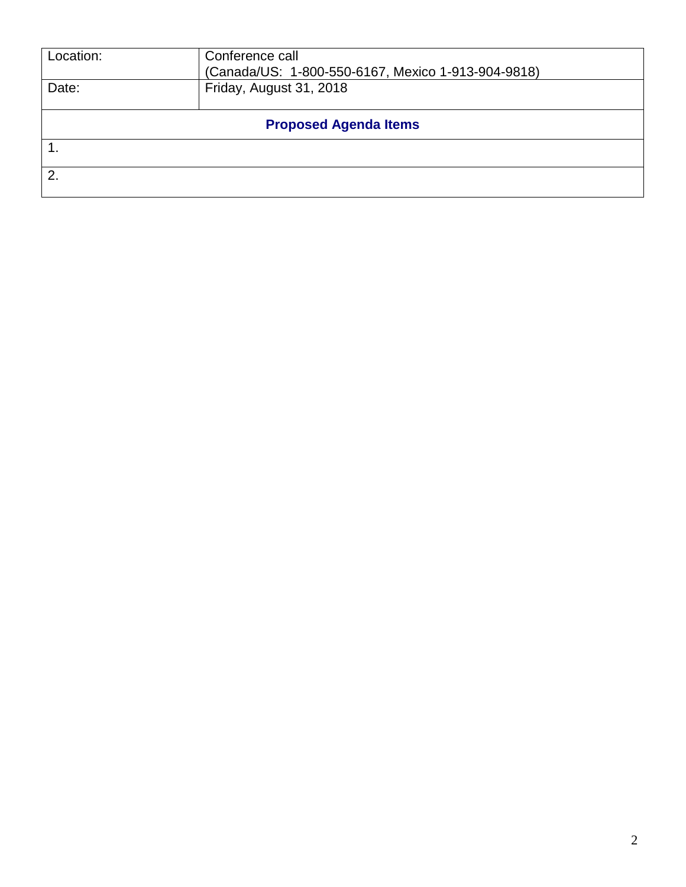| | |
|---|---|
| Location: | Conference call<br>(Canada/US: 1-800-550-6167, Mexico 1-913-904-9818) |
| Date: | Friday, August 31, 2018 |
| **Proposed Agenda Items** | |
| 1. | |
| 2. | |